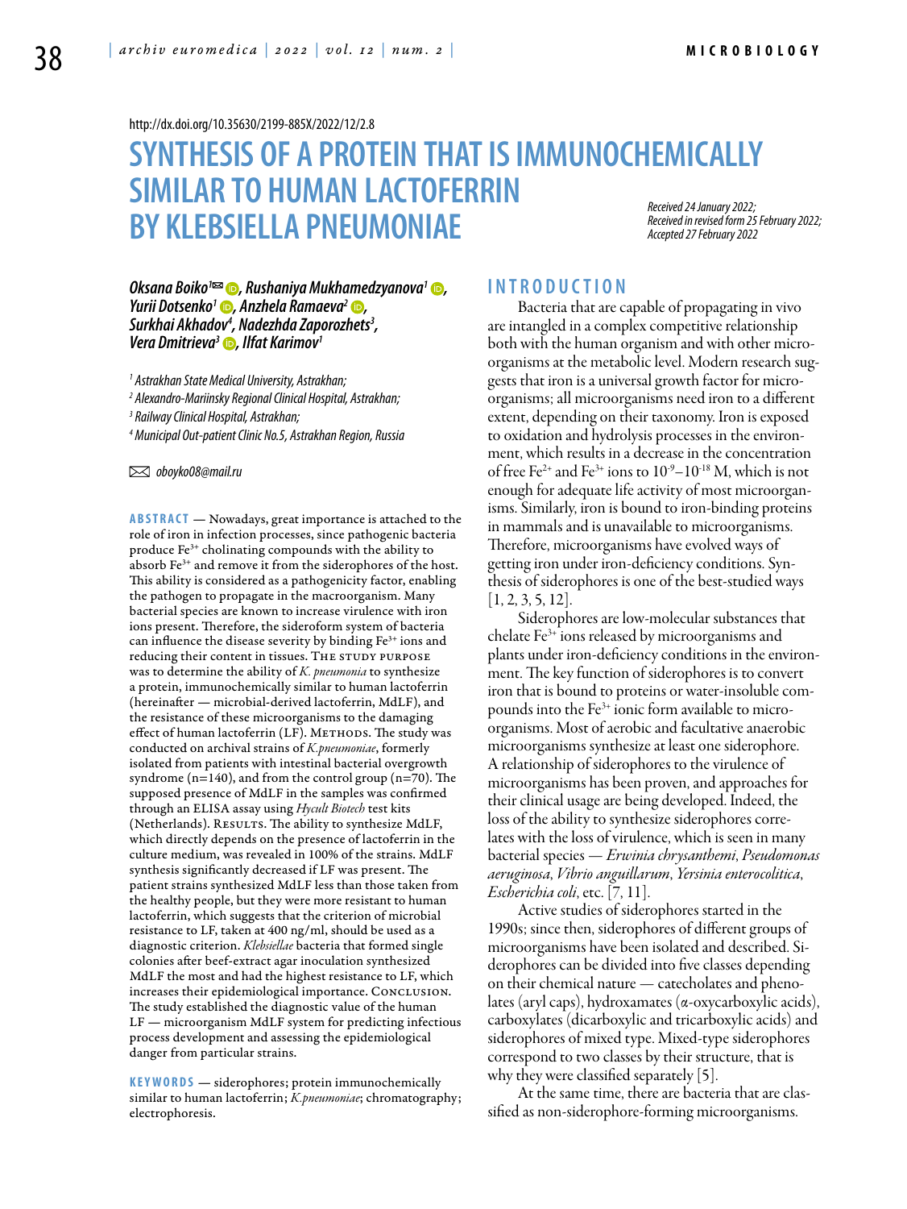http://dx.doi.org/10.35630/2199-885X/2022/12/2.8

# SYNTHESIS OF A PROTEIN THAT IS IMMUNOCHEMICALLY SIMILAR TO HUMAN LACTOFERRIN BY KLEBSIELLA PNEUMONIAE

*Received 24 January 2022; Received in revised form 25 February 2022; Accepted 27 February 2022*

***Oksana Boiko[1]✉, Rushaniya Mukhamedzyanova[1], Yurii Dotsenko[1], Anzhela Ramaeva[2], Surkhai Akhadov[4], Nadezhda Zaporozhets[3], Vera Dmitrieva[3], Ilfat Karimov[1]***

*[1] Astrakhan State Medical University, Astrakhan;*
*[2] Alexandro-Mariinsky Regional Clinical Hospital, Astrakhan;*
*[3] Railway Clinical Hospital, Astrakhan;*
*[4] Municipal Out-patient Clinic No.5, Astrakhan Region, Russia*

✉ *oboyko08@mail.ru*

**ABSTRACT** — Nowadays, great importance is attached to the role of iron in infection processes, since pathogenic bacteria produce $Fe^{3+}$ cholinating compounds with the ability to absorb $Fe^{3+}$ and remove it from the siderophores of the host. This ability is considered as a pathogenicity factor, enabling the pathogen to propagate in the macroorganism. Many bacterial species are known to increase virulence with iron ions present. Therefore, the sideroform system of bacteria can influence the disease severity by binding $Fe^{3+}$ ions and reducing their content in tissues. THE STUDY PURPOSE was to determine the ability of *K. pneumonia* to synthesize a protein, immunochemically similar to human lactoferrin (hereinafter — microbial-derived lactoferrin, MdLF), and the resistance of these microorganisms to the damaging effect of human lactoferrin (LF). METHODS. The study was conducted on archival strains of *K.pneumoniae*, formerly isolated from patients with intestinal bacterial overgrowth syndrome (n=140), and from the control group (n=70). The supposed presence of MdLF in the samples was confirmed through an ELISA assay using *Hycult Biotech* test kits (Netherlands). RESULTS. The ability to synthesize MdLF, which directly depends on the presence of lactoferrin in the culture medium, was revealed in 100% of the strains. MdLF synthesis significantly decreased if LF was present. The patient strains synthesized MdLF less than those taken from the healthy people, but they were more resistant to human lactoferrin, which suggests that the criterion of microbial resistance to LF, taken at 400 ng/ml, should be used as a diagnostic criterion. *Klebsiellae* bacteria that formed single colonies after beef-extract agar inoculation synthesized MdLF the most and had the highest resistance to LF, which increases their epidemiological importance. CONCLUSION. The study established the diagnostic value of the human LF — microorganism MdLF system for predicting infectious process development and assessing the epidemiological danger from particular strains.

**KEYWORDS** — siderophores; protein immunochemically similar to human lactoferrin; *K.pneumoniae*; chromatography; electrophoresis.

## INTRODUCTION

Bacteria that are capable of propagating in vivo are intangled in a complex competitive relationship both with the human organism and with other microorganisms at the metabolic level. Modern research suggests that iron is a universal growth factor for microorganisms; all microorganisms need iron to a different extent, depending on their taxonomy. Iron is exposed to oxidation and hydrolysis processes in the environment, which results in a decrease in the concentration of free $Fe^{2+}$ and $Fe^{3+}$ ions to $10^{-9}$–$10^{-18}$ M, which is not enough for adequate life activity of most microorganisms. Similarly, iron is bound to iron-binding proteins in mammals and is unavailable to microorganisms. Therefore, microorganisms have evolved ways of getting iron under iron-deficiency conditions. Synthesis of siderophores is one of the best-studied ways [1, 2, 3, 5, 12].

Siderophores are low-molecular substances that chelate $Fe^{3+}$ ions released by microorganisms and plants under iron-deficiency conditions in the environment. The key function of siderophores is to convert iron that is bound to proteins or water-insoluble compounds into the $Fe^{3+}$ ionic form available to microorganisms. Most of aerobic and facultative anaerobic microorganisms synthesize at least one siderophore. A relationship of siderophores to the virulence of microorganisms has been proven, and approaches for their clinical usage are being developed. Indeed, the loss of the ability to synthesize siderophores correlates with the loss of virulence, which is seen in many bacterial species — *Erwinia chrysanthemi*, *Pseudomonas aeruginosa*, *Vibrio anguillarum*, *Yersinia enterocolitica*, *Escherichia coli*, etc. [7, 11].

Active studies of siderophores started in the 1990s; since then, siderophores of different groups of microorganisms have been isolated and described. Siderophores can be divided into five classes depending on their chemical nature — catecholates and phenolates (aryl caps), hydroxamates (α-oxycarboxylic acids), carboxylates (dicarboxylic and tricarboxylic acids) and siderophores of mixed type. Mixed-type siderophores correspond to two classes by their structure, that is why they were classified separately [5].

At the same time, there are bacteria that are classified as non-siderophore-forming microorganisms.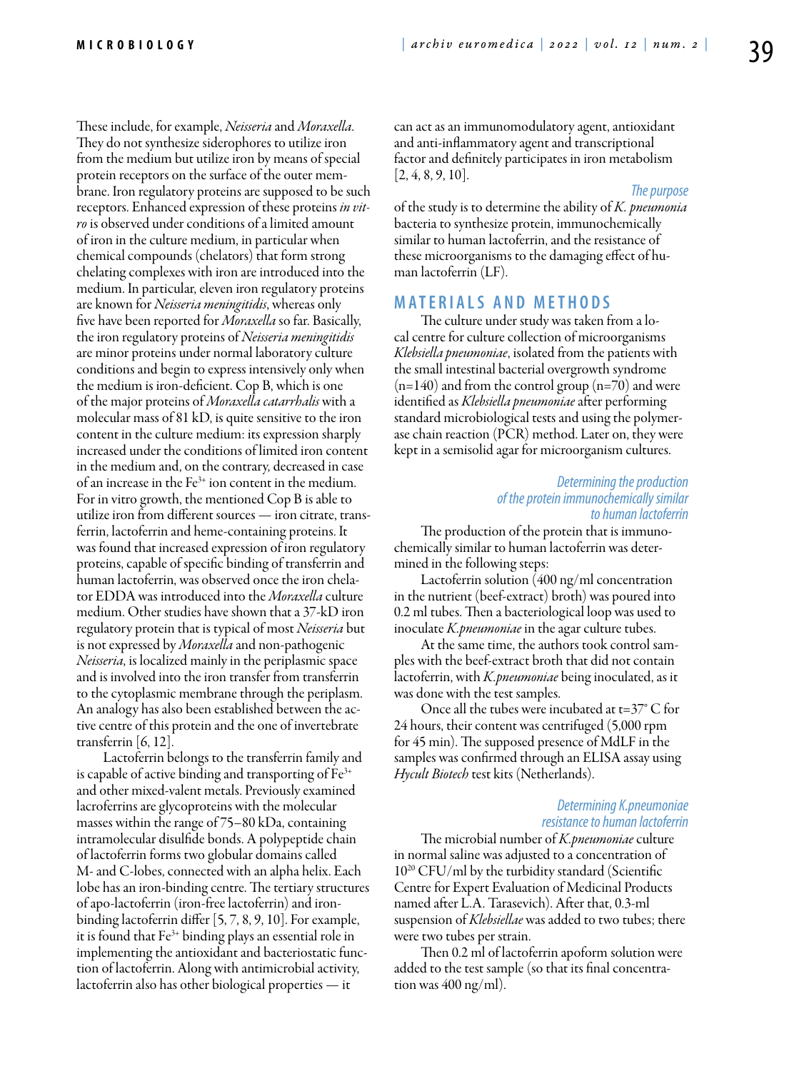These include, for example, *Neisseria* and *Moraxella*. They do not synthesize siderophores to utilize iron from the medium but utilize iron by means of special protein receptors on the surface of the outer membrane. Iron regulatory proteins are supposed to be such receptors. Enhanced expression of these proteins *in vitro* is observed under conditions of a limited amount of iron in the culture medium, in particular when chemical compounds (chelators) that form strong chelating complexes with iron are introduced into the medium. In particular, eleven iron regulatory proteins are known for *Neisseria meningitidis*, whereas only five have been reported for *Moraxella* so far. Basically, the iron regulatory proteins of *Neisseria meningitidis* are minor proteins under normal laboratory culture conditions and begin to express intensively only when the medium is iron-deficient. Cop B, which is one of the major proteins of *Moraxella catarrhalis* with a molecular mass of 81 kD, is quite sensitive to the iron content in the culture medium: its expression sharply increased under the conditions of limited iron content in the medium and, on the contrary, decreased in case of an increase in the $Fe^{3+}$ ion content in the medium. For in vitro growth, the mentioned Cop B is able to utilize iron from different sources — iron citrate, transferrin, lactoferrin and heme-containing proteins. It was found that increased expression of iron regulatory proteins, capable of specific binding of transferrin and human lactoferrin, was observed once the iron chelator EDDA was introduced into the *Moraxella* culture medium. Other studies have shown that a 37-kD iron regulatory protein that is typical of most *Neisseria* but is not expressed by *Moraxella* and non-pathogenic *Neisseria*, is localized mainly in the periplasmic space and is involved into the iron transfer from transferrin to the cytoplasmic membrane through the periplasm. An analogy has also been established between the active centre of this protein and the one of invertebrate transferrin [6, 12].

Lactoferrin belongs to the transferrin family and is capable of active binding and transporting of $Fe^{3+}$ and other mixed-valent metals. Previously examined lacroferrins are glycoproteins with the molecular masses within the range of 75–80 kDa, containing intramolecular disulfide bonds. A polypeptide chain of lactoferrin forms two globular domains called M- and C-lobes, connected with an alpha helix. Each lobe has an iron-binding centre. The tertiary structures of apo-lactoferrin (iron-free lactoferrin) and iron-binding lactoferrin differ [5, 7, 8, 9, 10]. For example, it is found that $Fe^{3+}$ binding plays an essential role in implementing the antioxidant and bacteriostatic function of lactoferrin. Along with antimicrobial activity, lactoferrin also has other biological properties — it can act as an immunomodulatory agent, antioxidant and anti-inflammatory agent and transcriptional factor and definitely participates in iron metabolism [2, 4, 8, 9, 10].

### The purpose

of the study is to determine the ability of *K. pneumonia* bacteria to synthesize protein, immunochemically similar to human lactoferrin, and the resistance of these microorganisms to the damaging effect of human lactoferrin (LF).

## MATERIALS AND METHODS

The culture under study was taken from a local centre for culture collection of microorganisms *Klebsiella pneumoniae*, isolated from the patients with the small intestinal bacterial overgrowth syndrome (n=140) and from the control group (n=70) and were identified as *Klebsiella pneumoniae* after performing standard microbiological tests and using the polymerase chain reaction (PCR) method. Later on, they were kept in a semisolid agar for microorganism cultures.

### Determining the production of the protein immunochemically similar to human lactoferrin

The production of the protein that is immunochemically similar to human lactoferrin was determined in the following steps:

Lactoferrin solution (400 ng/ml concentration in the nutrient (beef-extract) broth) was poured into 0.2 ml tubes. Then a bacteriological loop was used to inoculate *K.pneumoniae* in the agar culture tubes.

At the same time, the authors took control samples with the beef-extract broth that did not contain lactoferrin, with *K.pneumoniae* being inoculated, as it was done with the test samples.

Once all the tubes were incubated at t=37° C for 24 hours, their content was centrifuged (5,000 rpm for 45 min). The supposed presence of MdLF in the samples was confirmed through an ELISA assay using *Hycult Biotech* test kits (Netherlands).

### Determining K.pneumoniae resistance to human lactoferrin

The microbial number of *K.pneumoniae* culture in normal saline was adjusted to a concentration of $10^{20}$ CFU/ml by the turbidity standard (Scientific Centre for Expert Evaluation of Medicinal Products named after L.A. Tarasevich). After that, 0.3-ml suspension of *Klebsiellae* was added to two tubes; there were two tubes per strain.

Then 0.2 ml of lactoferrin apoform solution were added to the test sample (so that its final concentration was 400 ng/ml).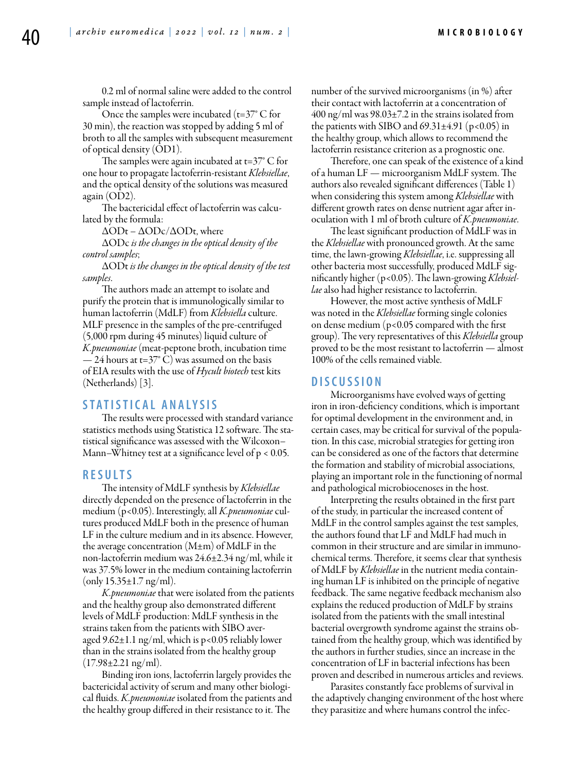0.2 ml of normal saline were added to the control sample instead of lactoferrin.

Once the samples were incubated (t=37° C for 30 min), the reaction was stopped by adding 5 ml of broth to all the samples with subsequent measurement of optical density (OD1).

The samples were again incubated at t=37° C for one hour to propagate lactoferrin-resistant *Klebsiellae*, and the optical density of the solutions was measured again (OD2).

The bactericidal effect of lactoferrin was calculated by the formula:

$\Delta ODt - \Delta ODc / \Delta ODt$, where

$\Delta ODc$ *is the changes in the optical density of the control samples*;

$\Delta ODt$ *is the changes in the optical density of the test samples*.

The authors made an attempt to isolate and purify the protein that is immunologically similar to human lactoferrin (MdLF) from *Klebsiella* culture. MLF presence in the samples of the pre-centrifuged (5,000 rpm during 45 minutes) liquid culture of *K.pneumoniae* (meat-peptone broth, incubation time — 24 hours at t=37° C) was assumed on the basis of EIA results with the use of *Hycult biotech* test kits (Netherlands) [3].

## STATISTICAL ANALYSIS

The results were processed with standard variance statistics methods using Statistica 12 software. The statistical significance was assessed with the Wilcoxon–Mann–Whitney test at a significance level of $p < 0.05$.

## RESULTS

The intensity of MdLF synthesis by *Klebsiellae* directly depended on the presence of lactoferrin in the medium ($p<0.05$). Interestingly, all *K.pneumoniae* cultures produced MdLF both in the presence of human LF in the culture medium and in its absence. However, the average concentration (M±m) of MdLF in the non-lactoferrin medium was 24.6±2.34 ng/ml, while it was 37.5% lower in the medium containing lactoferrin (only 15.35±1.7 ng/ml).

*K.pneumoniae* that were isolated from the patients and the healthy group also demonstrated different levels of MdLF production: MdLF synthesis in the strains taken from the patients with SIBO averaged 9.62±1.1 ng/ml, which is $p<0.05$ reliably lower than in the strains isolated from the healthy group (17.98±2.21 ng/ml).

Binding iron ions, lactoferrin largely provides the bactericidal activity of serum and many other biological fluids. *K.pneumoniae* isolated from the patients and the healthy group differed in their resistance to it. The number of the survived microorganisms (in %) after their contact with lactoferrin at a concentration of 400 ng/ml was 98.03±7.2 in the strains isolated from the patients with SIBO and 69.31±4.91 ($p<0.05$) in the healthy group, which allows to recommend the lactoferrin resistance criterion as a prognostic one.

Therefore, one can speak of the existence of a kind of a human LF — microorganism MdLF system. The authors also revealed significant differences (Table 1) when considering this system among *Klebsiellae* with different growth rates on dense nutrient agar after inoculation with 1 ml of broth culture of *K.pneumoniae*.

The least significant production of MdLF was in the *Klebsiellae* with pronounced growth. At the same time, the lawn-growing *Klebsiellae*, i.e. suppressing all other bacteria most successfully, produced MdLF significantly higher ($p<0.05$). The lawn-growing *Klebsiellae* also had higher resistance to lactoferrin.

However, the most active synthesis of MdLF was noted in the *Klebsiellae* forming single colonies on dense medium ($p<0.05$ compared with the first group). The very representatives of this *Klebsiella* group proved to be the most resistant to lactoferrin — almost 100% of the cells remained viable.

## DISCUSSION

Microorganisms have evolved ways of getting iron in iron-deficiency conditions, which is important for optimal development in the environment and, in certain cases, may be critical for survival of the population. In this case, microbial strategies for getting iron can be considered as one of the factors that determine the formation and stability of microbial associations, playing an important role in the functioning of normal and pathological microbiocenoses in the host.

Interpreting the results obtained in the first part of the study, in particular the increased content of MdLF in the control samples against the test samples, the authors found that LF and MdLF had much in common in their structure and are similar in immunochemical terms. Therefore, it seems clear that synthesis of MdLF by *Klebsiellae* in the nutrient media containing human LF is inhibited on the principle of negative feedback. The same negative feedback mechanism also explains the reduced production of MdLF by strains isolated from the patients with the small intestinal bacterial overgrowth syndrome against the strains obtained from the healthy group, which was identified by the authors in further studies, since an increase in the concentration of LF in bacterial infections has been proven and described in numerous articles and reviews.

Parasites constantly face problems of survival in the adaptively changing environment of the host where they parasitize and where humans control the infec-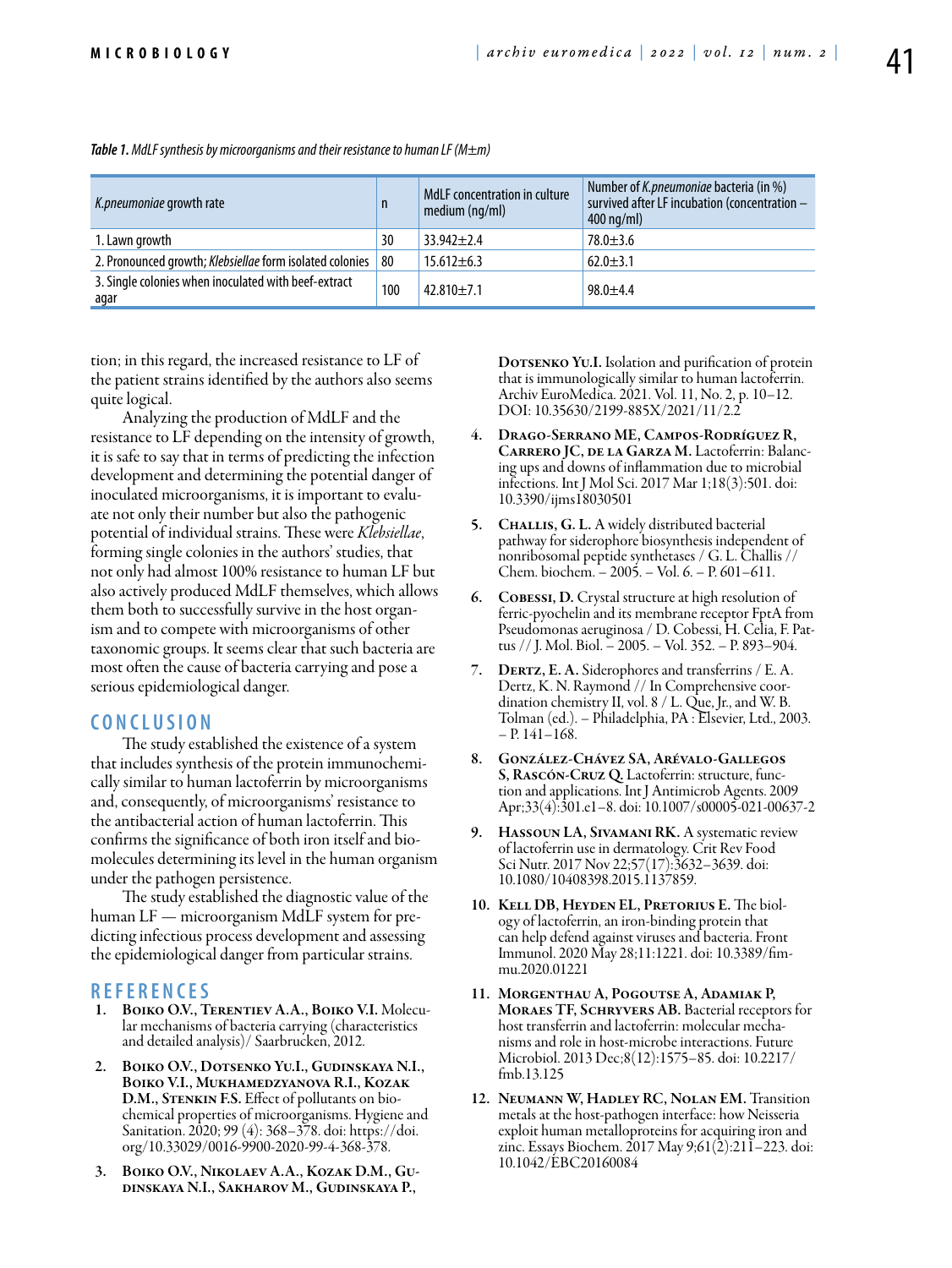*Table 1. MdLF synthesis by microorganisms and their resistance to human LF (M±m)*

| *K.pneumoniae* growth rate | n | MdLF concentration in culture medium (ng/ml) | Number of *K.pneumoniae* bacteria (in %) survived after LF incubation (concentration – 400 ng/ml) |
|---|---|---|---|
| 1. Lawn growth | 30 | 33.942±2.4 | 78.0±3.6 |
| 2. Pronounced growth; *Klebsiellae* form isolated colonies | 80 | 15.612±6.3 | 62.0±3.1 |
| 3. Single colonies when inoculated with beef-extract agar | 100 | 42.810±7.1 | 98.0±4.4 |

tion; in this regard, the increased resistance to LF of the patient strains identified by the authors also seems quite logical.

Analyzing the production of MdLF and the resistance to LF depending on the intensity of growth, it is safe to say that in terms of predicting the infection development and determining the potential danger of inoculated microorganisms, it is important to evaluate not only their number but also the pathogenic potential of individual strains. These were *Klebsiellae*, forming single colonies in the authors' studies, that not only had almost 100% resistance to human LF but also actively produced MdLF themselves, which allows them both to successfully survive in the host organism and to compete with microorganisms of other taxonomic groups. It seems clear that such bacteria are most often the cause of bacteria carrying and pose a serious epidemiological danger.

## CONCLUSION

The study established the existence of a system that includes synthesis of the protein immunochemically similar to human lactoferrin by microorganisms and, consequently, of microorganisms' resistance to the antibacterial action of human lactoferrin. This confirms the significance of both iron itself and biomolecules determining its level in the human organism under the pathogen persistence.

The study established the diagnostic value of the human LF — microorganism MdLF system for predicting infectious process development and assessing the epidemiological danger from particular strains.

## REFERENCES

1. **Boiko O.V., Terentiev A.A., Boiko V.I.** Molecular mechanisms of bacteria carrying (characteristics and detailed analysis)/ Saarbrucken, 2012.
2. **Boiko O.V., Dotsenko Yu.I., Gudinskaya N.I., Boiko V.I., Mukhamedzyanova R.I., Kozak D.M., Stenkin F.S.** Effect of pollutants on biochemical properties of microorganisms. Hygiene and Sanitation. 2020; 99 (4): 368–378. doi: https://doi.org/10.33029/0016-9900-2020-99-4-368-378.
3. **Boiko O.V., Nikolaev A.A., Kozak D.M., Gudinskaya N.I., Sakharov M., Gudinskaya P., Dotsenko Yu.I.** Isolation and purification of protein that is immunologically similar to human lactoferrin. Archiv EuroMedica. 2021. Vol. 11, No. 2, p. 10–12. DOI: 10.35630/2199-885X/2021/11/2.2
4. **Drago-Serrano ME, Campos-Rodríguez R, Carrero JC, de la Garza M.** Lactoferrin: Balancing ups and downs of inflammation due to microbial infections. Int J Mol Sci. 2017 Mar 1;18(3):501. doi: 10.3390/ijms18030501
5. **Challis, G. L.** A widely distributed bacterial pathway for siderophore biosynthesis independent of nonribosomal peptide synthetases / G. L. Challis // Chem. biochem. – 2005. – Vol. 6. – P. 601–611.
6. **Cobessi, D.** Crystal structure at high resolution of ferric-pyochelin and its membrane receptor FptA from Pseudomonas aeruginosa / D. Cobessi, H. Celia, F. Pattus // J. Mol. Biol. – 2005. – Vol. 352. – P. 893–904.
7. **Dertz, E. A.** Siderophores and transferrins / E. A. Dertz, K. N. Raymond // In Comprehensive coordination chemistry II, vol. 8 / L. Que, Jr., and W. B. Tolman (ed.). – Philadelphia, PA : Elsevier, Ltd., 2003. – P. 141–168.
8. **González-Chávez SA, Arévalo-Gallegos S, Rascón-Cruz Q.** Lactoferrin: structure, function and applications. Int J Antimicrob Agents. 2009 Apr;33(4):301.e1–8. doi: 10.1007/s00005-021-00637-2
9. **Hassoun LA, Sivamani RK.** A systematic review of lactoferrin use in dermatology. Crit Rev Food Sci Nutr. 2017 Nov 22;57(17):3632–3639. doi: 10.1080/10408398.2015.1137859.
10. **Kell DB, Heyden EL, Pretorius E.** The biology of lactoferrin, an iron-binding protein that can help defend against viruses and bacteria. Front Immunol. 2020 May 28;11:1221. doi: 10.3389/fimmu.2020.01221
11. **Morgenthau A, Pogoutse A, Adamiak P, Moraes TF, Schryvers AB.** Bacterial receptors for host transferrin and lactoferrin: molecular mechanisms and role in host-microbe interactions. Future Microbiol. 2013 Dec;8(12):1575–85. doi: 10.2217/fmb.13.125
12. **Neumann W, Hadley RC, Nolan EM.** Transition metals at the host-pathogen interface: how Neisseria exploit human metalloproteins for acquiring iron and zinc. Essays Biochem. 2017 May 9;61(2):211–223. doi: 10.1042/EBC20160084